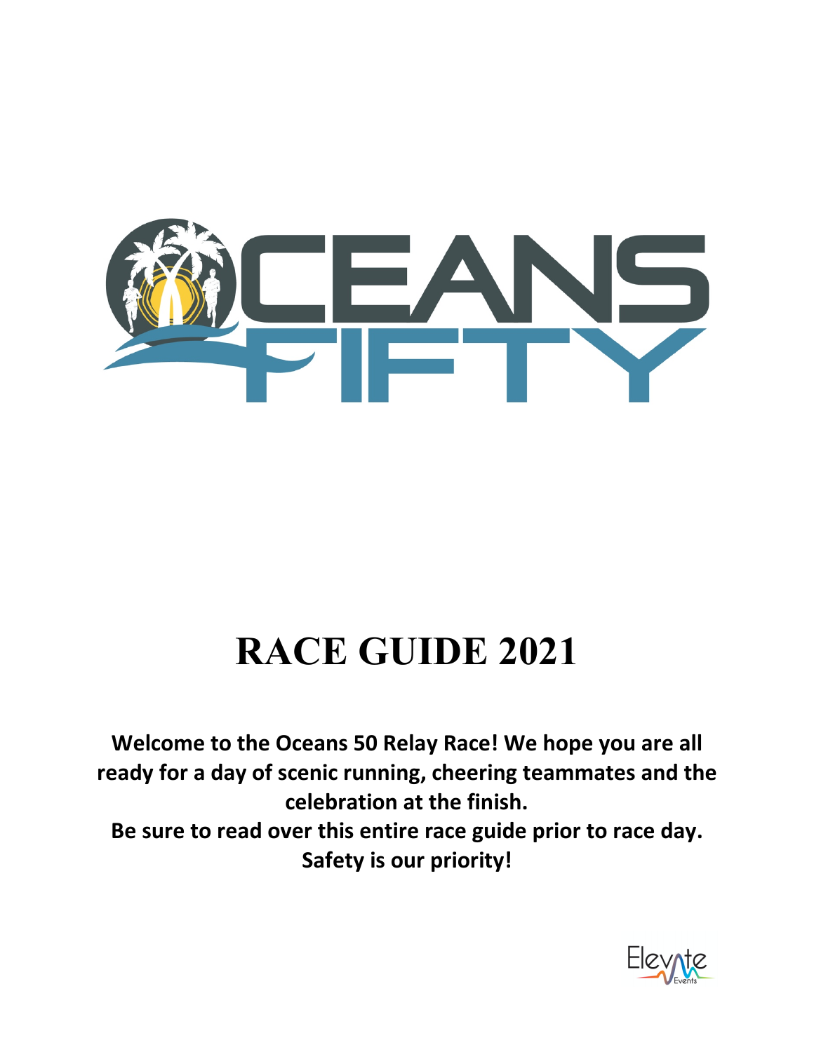# RACE GUIDE 2021

**Welcome to the Oceans 50 Relay Race! We hope you are all ready for a day of scenic running, cheering teammates and the celebration at the finish.**

**Be sure to read over this entire race guide prior to race day. Safety is our priority!**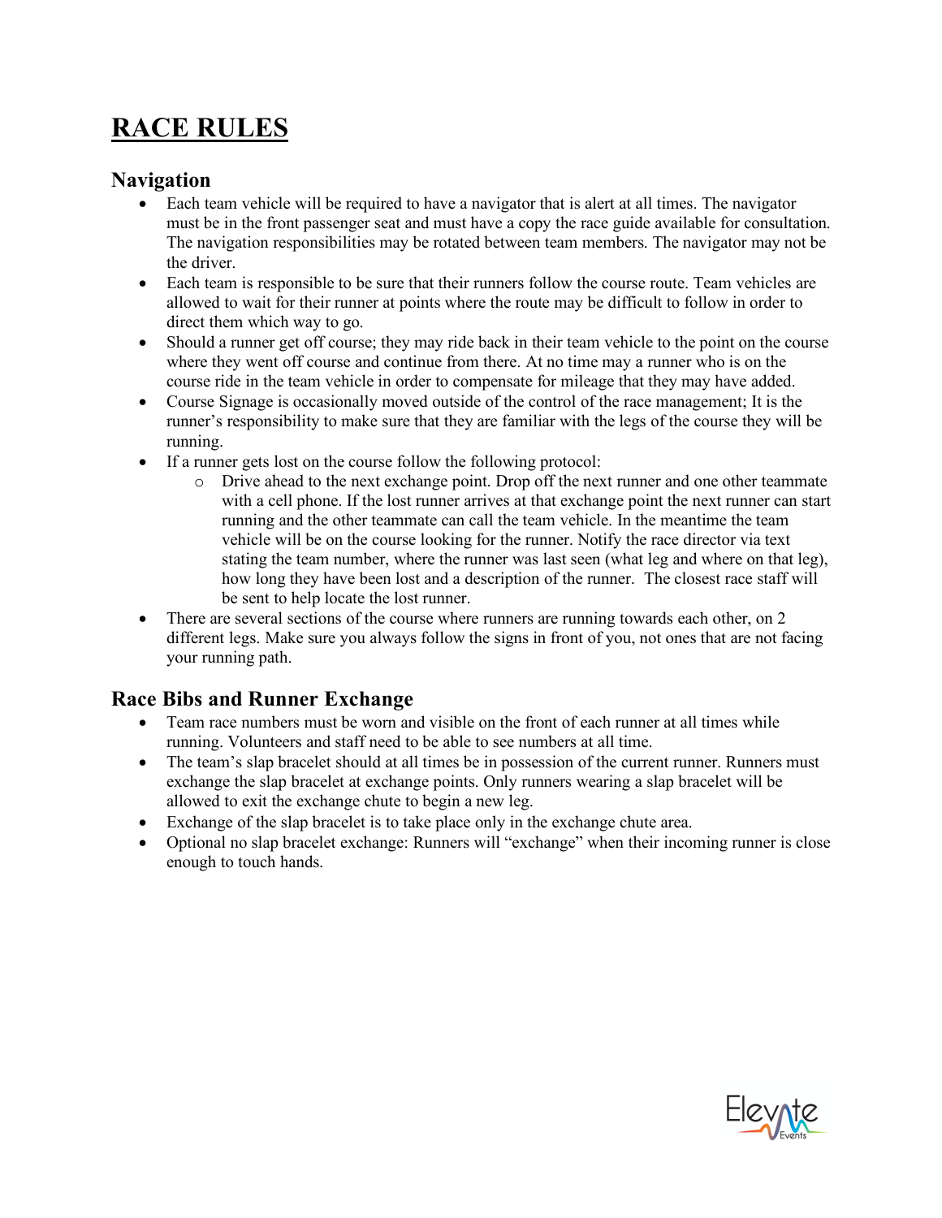# RACE RULES

## Navigation

- Each team vehicle will be required to have a navigator that is alert at all times. The navigator must be in the front passenger seat and must have a copy the race guide available for consultation. The navigation responsibilities may be rotated between team members. The navigator may not be the driver.
- Each team is responsible to be sure that their runners follow the course route. Team vehicles are allowed to wait for their runner at points where the route may be difficult to follow in order to direct them which way to go.
- Should a runner get off course; they may ride back in their team vehicle to the point on the course where they went off course and continue from there. At no time may a runner who is on the course ride in the team vehicle in order to compensate for mileage that they may have added.
- Course Signage is occasionally moved outside of the control of the race management; It is the runner's responsibility to make sure that they are familiar with the legs of the course they will be running.
- If a runner gets lost on the course follow the following protocol:
  - Drive ahead to the next exchange point. Drop off the next runner and one other teammate with a cell phone. If the lost runner arrives at that exchange point the next runner can start running and the other teammate can call the team vehicle. In the meantime the team vehicle will be on the course looking for the runner. Notify the race director via text stating the team number, where the runner was last seen (what leg and where on that leg), how long they have been lost and a description of the runner. The closest race staff will be sent to help locate the lost runner.
- There are several sections of the course where runners are running towards each other, on 2 different legs. Make sure you always follow the signs in front of you, not ones that are not facing your running path.

## Race Bibs and Runner Exchange

- Team race numbers must be worn and visible on the front of each runner at all times while running. Volunteers and staff need to be able to see numbers at all time.
- The team's slap bracelet should at all times be in possession of the current runner. Runners must exchange the slap bracelet at exchange points. Only runners wearing a slap bracelet will be allowed to exit the exchange chute to begin a new leg.
- Exchange of the slap bracelet is to take place only in the exchange chute area.
- Optional no slap bracelet exchange: Runners will "exchange" when their incoming runner is close enough to touch hands.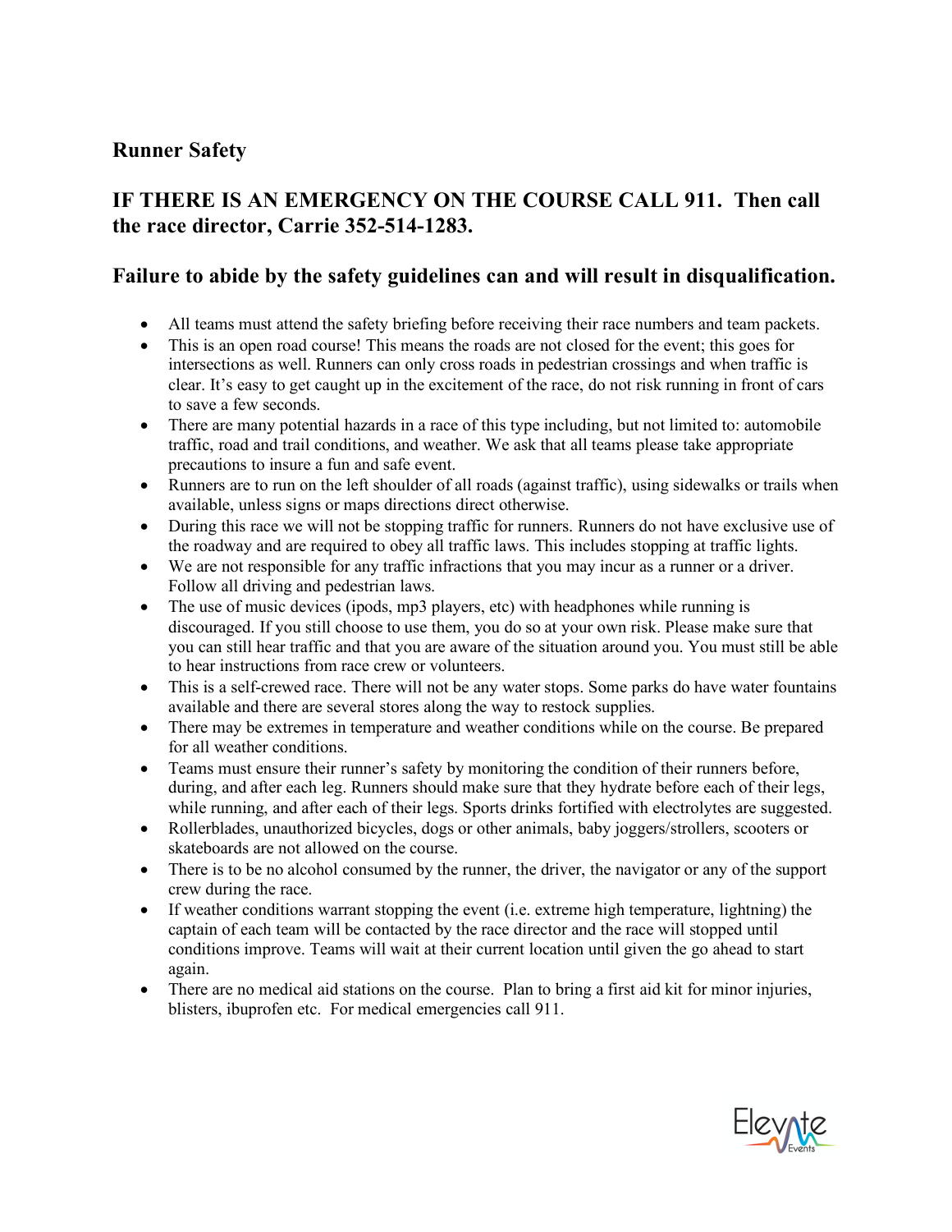## Runner Safety

### IF THERE IS AN EMERGENCY ON THE COURSE CALL 911. Then call the race director, Carrie 352-514-1283.

### Failure to abide by the safety guidelines can and will result in disqualification.

- All teams must attend the safety briefing before receiving their race numbers and team packets.
- This is an open road course! This means the roads are not closed for the event; this goes for intersections as well. Runners can only cross roads in pedestrian crossings and when traffic is clear. It's easy to get caught up in the excitement of the race, do not risk running in front of cars to save a few seconds.
- There are many potential hazards in a race of this type including, but not limited to: automobile traffic, road and trail conditions, and weather. We ask that all teams please take appropriate precautions to insure a fun and safe event.
- Runners are to run on the left shoulder of all roads (against traffic), using sidewalks or trails when available, unless signs or maps directions direct otherwise.
- During this race we will not be stopping traffic for runners. Runners do not have exclusive use of the roadway and are required to obey all traffic laws. This includes stopping at traffic lights.
- We are not responsible for any traffic infractions that you may incur as a runner or a driver. Follow all driving and pedestrian laws.
- The use of music devices (ipods, mp3 players, etc) with headphones while running is discouraged. If you still choose to use them, you do so at your own risk. Please make sure that you can still hear traffic and that you are aware of the situation around you. You must still be able to hear instructions from race crew or volunteers.
- This is a self-crewed race. There will not be any water stops. Some parks do have water fountains available and there are several stores along the way to restock supplies.
- There may be extremes in temperature and weather conditions while on the course. Be prepared for all weather conditions.
- Teams must ensure their runner's safety by monitoring the condition of their runners before, during, and after each leg. Runners should make sure that they hydrate before each of their legs, while running, and after each of their legs. Sports drinks fortified with electrolytes are suggested.
- Rollerblades, unauthorized bicycles, dogs or other animals, baby joggers/strollers, scooters or skateboards are not allowed on the course.
- There is to be no alcohol consumed by the runner, the driver, the navigator or any of the support crew during the race.
- If weather conditions warrant stopping the event (i.e. extreme high temperature, lightning) the captain of each team will be contacted by the race director and the race will stopped until conditions improve. Teams will wait at their current location until given the go ahead to start again.
- There are no medical aid stations on the course. Plan to bring a first aid kit for minor injuries, blisters, ibuprofen etc. For medical emergencies call 911.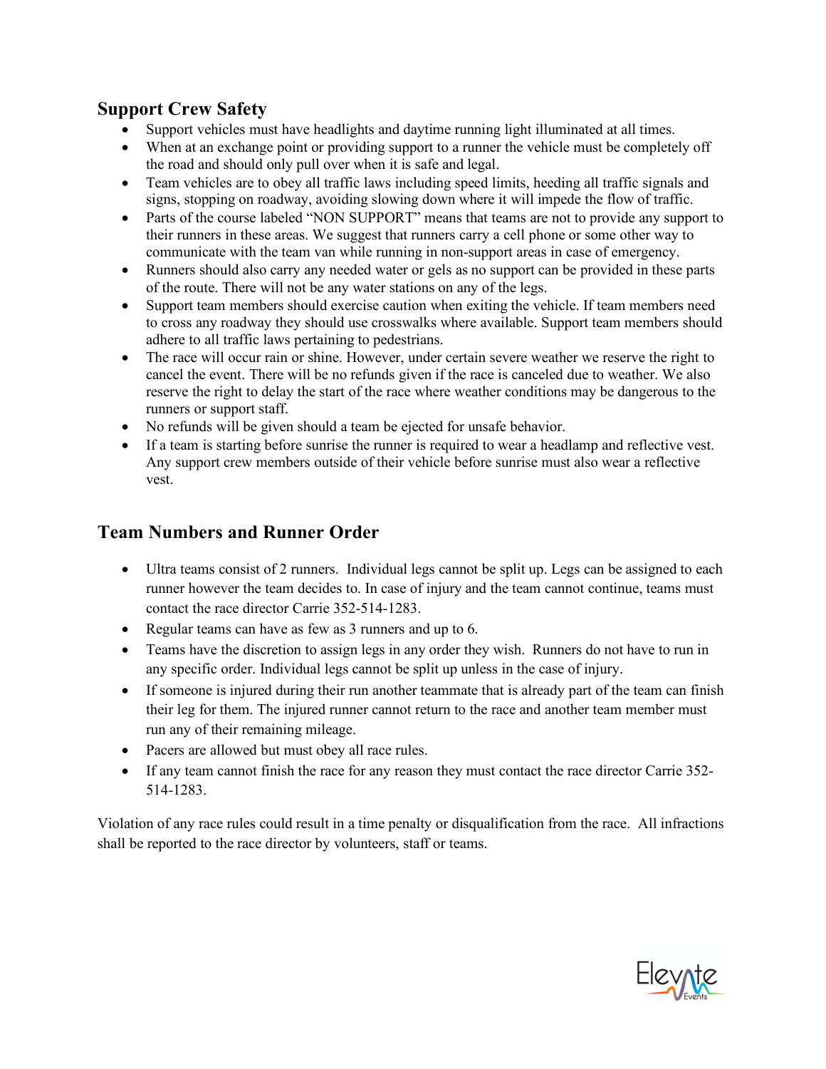## Support Crew Safety

- Support vehicles must have headlights and daytime running light illuminated at all times.
- When at an exchange point or providing support to a runner the vehicle must be completely off the road and should only pull over when it is safe and legal.
- Team vehicles are to obey all traffic laws including speed limits, heeding all traffic signals and signs, stopping on roadway, avoiding slowing down where it will impede the flow of traffic.
- Parts of the course labeled "NON SUPPORT" means that teams are not to provide any support to their runners in these areas. We suggest that runners carry a cell phone or some other way to communicate with the team van while running in non-support areas in case of emergency.
- Runners should also carry any needed water or gels as no support can be provided in these parts of the route. There will not be any water stations on any of the legs.
- Support team members should exercise caution when exiting the vehicle. If team members need to cross any roadway they should use crosswalks where available. Support team members should adhere to all traffic laws pertaining to pedestrians.
- The race will occur rain or shine. However, under certain severe weather we reserve the right to cancel the event. There will be no refunds given if the race is canceled due to weather. We also reserve the right to delay the start of the race where weather conditions may be dangerous to the runners or support staff.
- No refunds will be given should a team be ejected for unsafe behavior.
- If a team is starting before sunrise the runner is required to wear a headlamp and reflective vest. Any support crew members outside of their vehicle before sunrise must also wear a reflective vest.

## Team Numbers and Runner Order

- Ultra teams consist of 2 runners. Individual legs cannot be split up. Legs can be assigned to each runner however the team decides to. In case of injury and the team cannot continue, teams must contact the race director Carrie 352-514-1283.
- Regular teams can have as few as 3 runners and up to 6.
- Teams have the discretion to assign legs in any order they wish. Runners do not have to run in any specific order. Individual legs cannot be split up unless in the case of injury.
- If someone is injured during their run another teammate that is already part of the team can finish their leg for them. The injured runner cannot return to the race and another team member must run any of their remaining mileage.
- Pacers are allowed but must obey all race rules.
- If any team cannot finish the race for any reason they must contact the race director Carrie 352-514-1283.

Violation of any race rules could result in a time penalty or disqualification from the race. All infractions shall be reported to the race director by volunteers, staff or teams.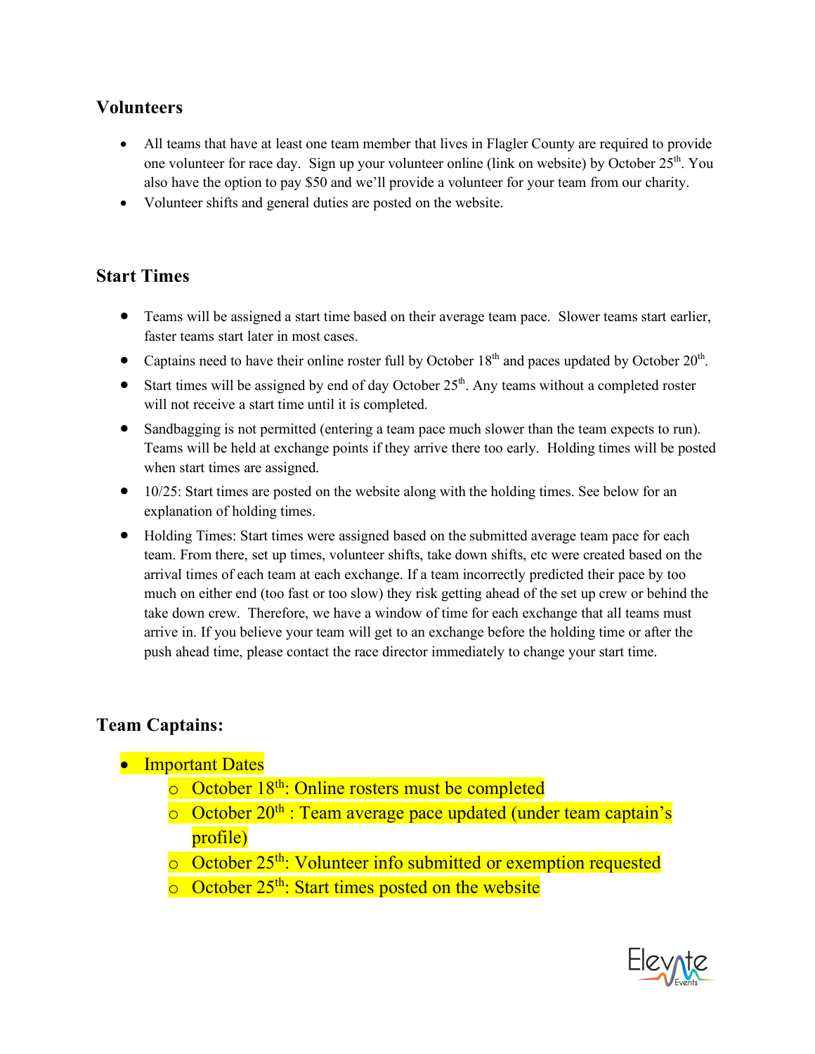## Volunteers

- All teams that have at least one team member that lives in Flagler County are required to provide one volunteer for race day. Sign up your volunteer online (link on website) by October 25th. You also have the option to pay $50 and we'll provide a volunteer for your team from our charity.
- Volunteer shifts and general duties are posted on the website.

## Start Times

- Teams will be assigned a start time based on their average team pace. Slower teams start earlier, faster teams start later in most cases.
- Captains need to have their online roster full by October 18th and paces updated by October 20th.
- Start times will be assigned by end of day October 25th. Any teams without a completed roster will not receive a start time until it is completed.
- Sandbagging is not permitted (entering a team pace much slower than the team expects to run). Teams will be held at exchange points if they arrive there too early. Holding times will be posted when start times are assigned.
- 10/25: Start times are posted on the website along with the holding times. See below for an explanation of holding times.
- Holding Times: Start times were assigned based on the submitted average team pace for each team. From there, set up times, volunteer shifts, take down shifts, etc were created based on the arrival times of each team at each exchange. If a team incorrectly predicted their pace by too much on either end (too fast or too slow) they risk getting ahead of the set up crew or behind the take down crew. Therefore, we have a window of time for each exchange that all teams must arrive in. If you believe your team will get to an exchange before the holding time or after the push ahead time, please contact the race director immediately to change your start time.

## Team Captains:

- Important Dates
  - October 18th: Online rosters must be completed
  - October 20th : Team average pace updated (under team captain's profile)
  - October 25th: Volunteer info submitted or exemption requested
  - October 25th: Start times posted on the website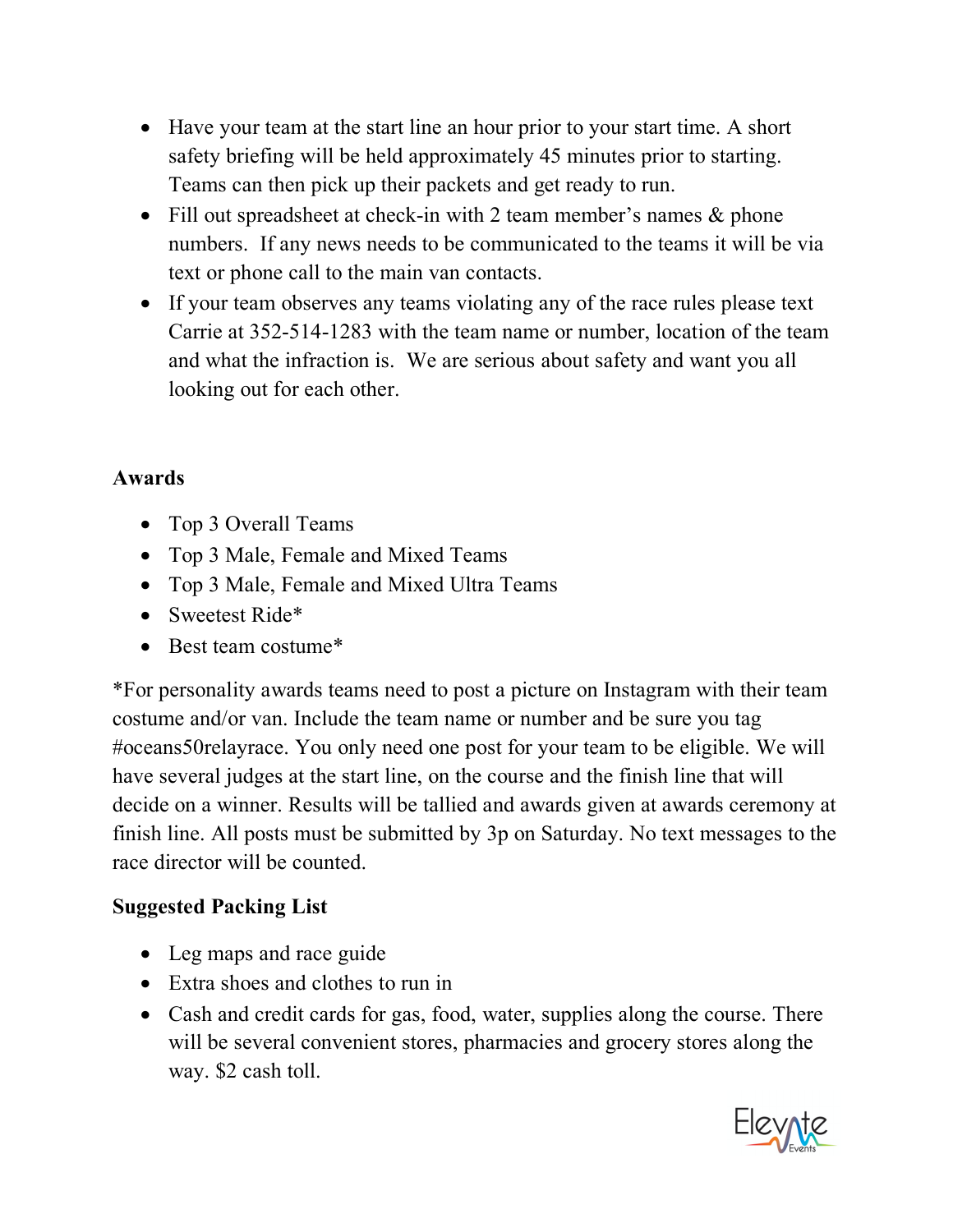- Have your team at the start line an hour prior to your start time. A short safety briefing will be held approximately 45 minutes prior to starting. Teams can then pick up their packets and get ready to run.
- Fill out spreadsheet at check-in with 2 team member's names & phone numbers. If any news needs to be communicated to the teams it will be via text or phone call to the main van contacts.
- If your team observes any teams violating any of the race rules please text Carrie at 352-514-1283 with the team name or number, location of the team and what the infraction is. We are serious about safety and want you all looking out for each other.

**Awards**

- Top 3 Overall Teams
- Top 3 Male, Female and Mixed Teams
- Top 3 Male, Female and Mixed Ultra Teams
- Sweetest Ride*
- Best team costume*

*For personality awards teams need to post a picture on Instagram with their team costume and/or van. Include the team name or number and be sure you tag #oceans50relayrace. You only need one post for your team to be eligible. We will have several judges at the start line, on the course and the finish line that will decide on a winner. Results will be tallied and awards given at awards ceremony at finish line. All posts must be submitted by 3p on Saturday. No text messages to the race director will be counted.

**Suggested Packing List**

- Leg maps and race guide
- Extra shoes and clothes to run in
- Cash and credit cards for gas, food, water, supplies along the course. There will be several convenient stores, pharmacies and grocery stores along the way. $2 cash toll.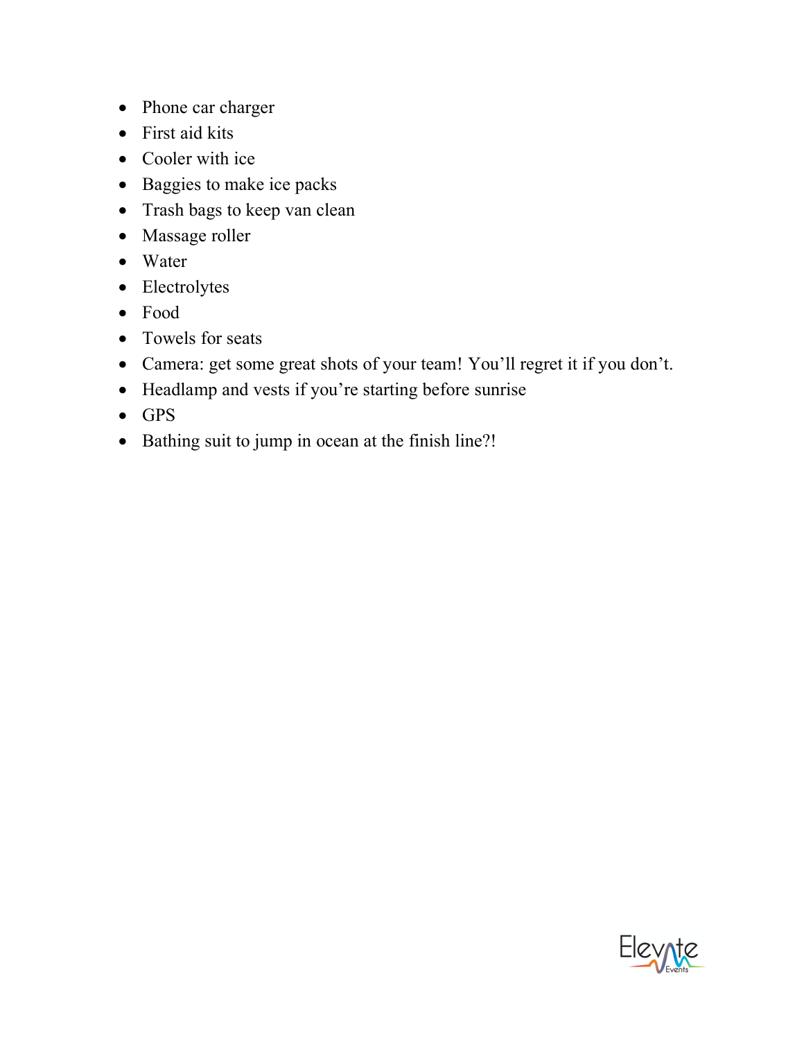- Phone car charger
- First aid kits
- Cooler with ice
- Baggies to make ice packs
- Trash bags to keep van clean
- Massage roller
- Water
- Electrolytes
- Food
- Towels for seats
- Camera: get some great shots of your team! You'll regret it if you don't.
- Headlamp and vests if you're starting before sunrise
- GPS
- Bathing suit to jump in ocean at the finish line?!